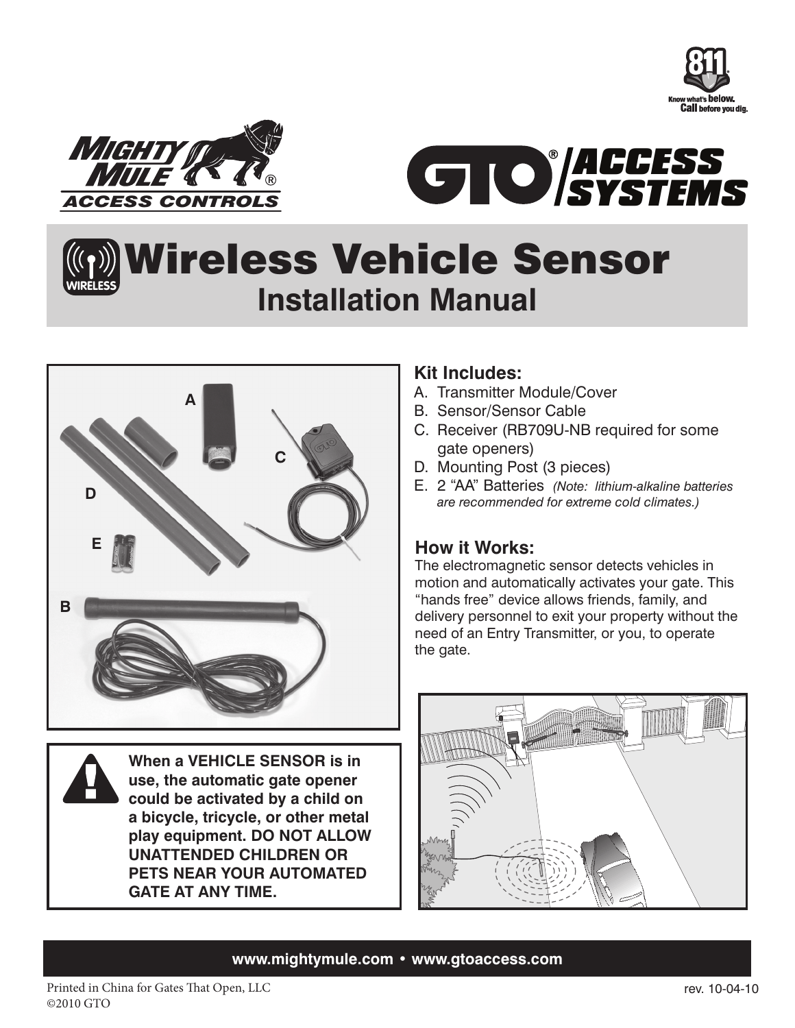# Wireless Vehicle Sensor

## Installation Manual

### Kit Includes:

A. Transmitter Module/Cover
B. Sensor/Sensor Cable
C. Receiver (RB709U-NB required for some gate openers)
D. Mounting Post (3 pieces)
E. 2 "AA" Batteries *(Note: lithium-alkaline batteries are recommended for extreme cold climates.)*

### How it Works:

The electromagnetic sensor detects vehicles in motion and automatically activates your gate. This "hands free" device allows friends, family, and delivery personnel to exit your property without the need of an Entry Transmitter, or you, to operate the gate.

**When a VEHICLE SENSOR is in use, the automatic gate opener could be activated by a child on a bicycle, tricycle, or other metal play equipment. DO NOT ALLOW UNATTENDED CHILDREN OR PETS NEAR YOUR AUTOMATED GATE AT ANY TIME.**

**www.mightymule.com • www.gtoaccess.com**

Printed in China for Gates That Open, LLC
©2010 GTO

rev. 10-04-10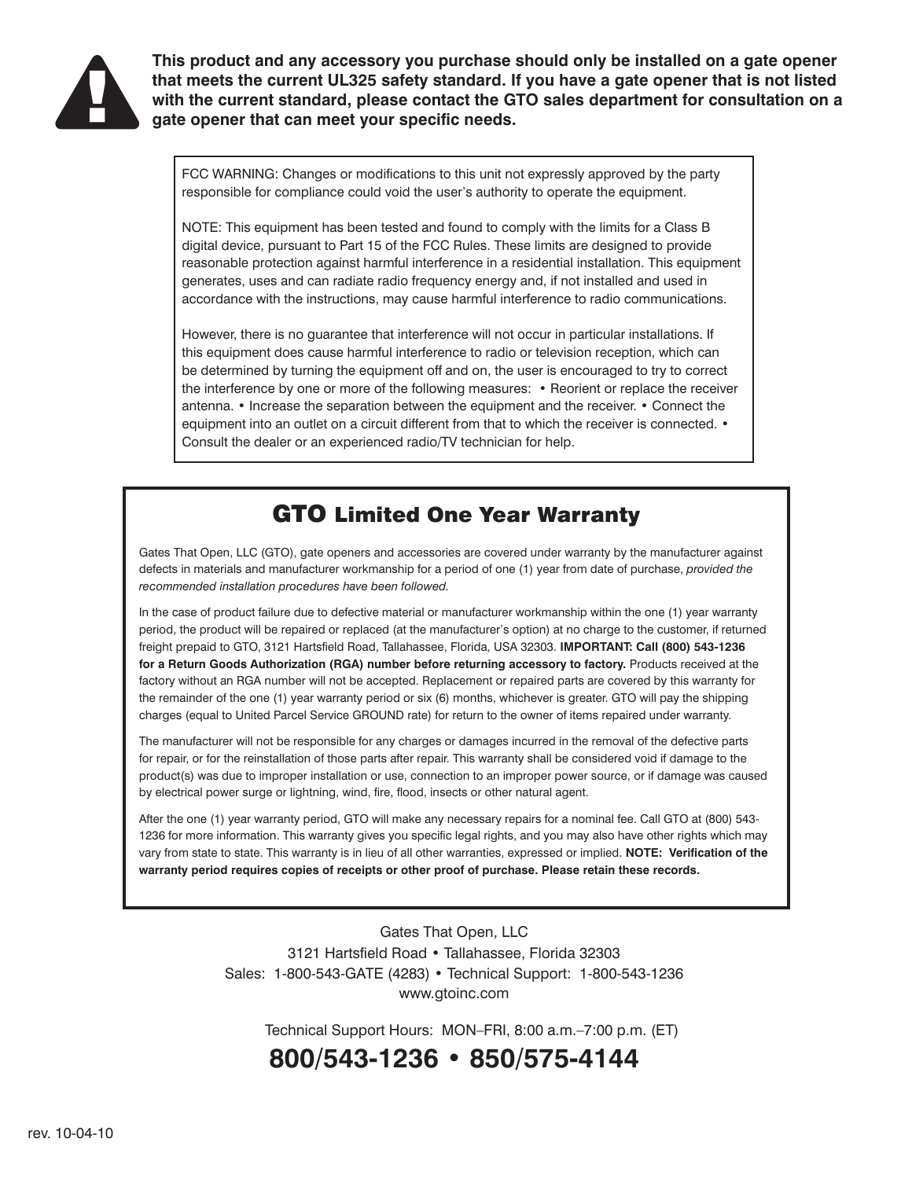**This product and any accessory you purchase should only be installed on a gate opener that meets the current UL325 safety standard. If you have a gate opener that is not listed with the current standard, please contact the GTO sales department for consultation on a gate opener that can meet your specific needs.**

FCC WARNING: Changes or modifications to this unit not expressly approved by the party responsible for compliance could void the user's authority to operate the equipment.

NOTE: This equipment has been tested and found to comply with the limits for a Class B digital device, pursuant to Part 15 of the FCC Rules. These limits are designed to provide reasonable protection against harmful interference in a residential installation. This equipment generates, uses and can radiate radio frequency energy and, if not installed and used in accordance with the instructions, may cause harmful interference to radio communications.

However, there is no guarantee that interference will not occur in particular installations. If this equipment does cause harmful interference to radio or television reception, which can be determined by turning the equipment off and on, the user is encouraged to try to correct the interference by one or more of the following measures: • Reorient or replace the receiver antenna. • Increase the separation between the equipment and the receiver. • Connect the equipment into an outlet on a circuit different from that to which the receiver is connected. • Consult the dealer or an experienced radio/TV technician for help.

## GTO Limited One Year Warranty

Gates That Open, LLC (GTO), gate openers and accessories are covered under warranty by the manufacturer against defects in materials and manufacturer workmanship for a period of one (1) year from date of purchase, *provided the recommended installation procedures have been followed.*

In the case of product failure due to defective material or manufacturer workmanship within the one (1) year warranty period, the product will be repaired or replaced (at the manufacturer's option) at no charge to the customer, if returned freight prepaid to GTO, 3121 Hartsfield Road, Tallahassee, Florida, USA 32303. **IMPORTANT: Call (800) 543-1236 for a Return Goods Authorization (RGA) number before returning accessory to factory.** Products received at the factory without an RGA number will not be accepted. Replacement or repaired parts are covered by this warranty for the remainder of the one (1) year warranty period or six (6) months, whichever is greater. GTO will pay the shipping charges (equal to United Parcel Service GROUND rate) for return to the owner of items repaired under warranty.

The manufacturer will not be responsible for any charges or damages incurred in the removal of the defective parts for repair, or for the reinstallation of those parts after repair. This warranty shall be considered void if damage to the product(s) was due to improper installation or use, connection to an improper power source, or if damage was caused by electrical power surge or lightning, wind, fire, flood, insects or other natural agent.

After the one (1) year warranty period, GTO will make any necessary repairs for a nominal fee. Call GTO at (800) 543-1236 for more information. This warranty gives you specific legal rights, and you may also have other rights which may vary from state to state. This warranty is in lieu of all other warranties, expressed or implied. **NOTE: Verification of the warranty period requires copies of receipts or other proof of purchase. Please retain these records.**

Gates That Open, LLC
3121 Hartsfield Road • Tallahassee, Florida 32303
Sales: 1-800-543-GATE (4283) • Technical Support: 1-800-543-1236
www.gtoinc.com

Technical Support Hours: MON–FRI, 8:00 a.m.–7:00 p.m. (ET)

**800/543-1236 • 850/575-4144**

rev. 10-04-10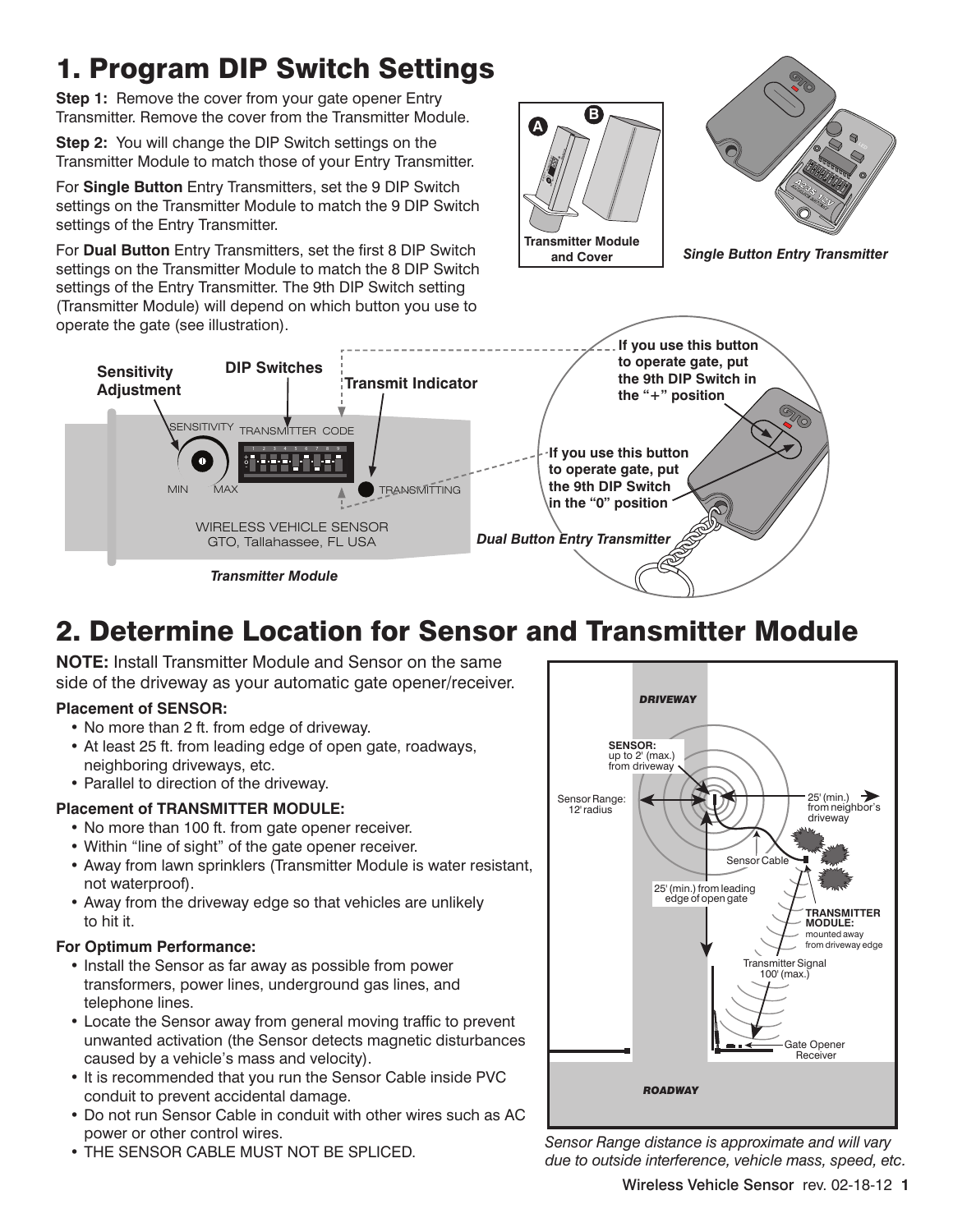# 1. Program DIP Switch Settings

**Step 1:** Remove the cover from your gate opener Entry Transmitter. Remove the cover from the Transmitter Module.

**Step 2:** You will change the DIP Switch settings on the Transmitter Module to match those of your Entry Transmitter.

For **Single Button** Entry Transmitters, set the 9 DIP Switch settings on the Transmitter Module to match the 9 DIP Switch settings of the Entry Transmitter.

For **Dual Button** Entry Transmitters, set the first 8 DIP Switch settings on the Transmitter Module to match the 8 DIP Switch settings of the Entry Transmitter. The 9th DIP Switch setting (Transmitter Module) will depend on which button you use to operate the gate (see illustration).

**Transmitter Module and Cover**

***Single Button Entry Transmitter***

**Sensitivity Adjustment** | **DIP Switches** | **Transmit Indicator**

SENSITIVITY — MIN — MAX — TRANSMITTER CODE — TRANSMITTING

WIRELESS VEHICLE SENSOR
GTO, Tallahassee, FL USA

***Transmitter Module***

**If you use this button to operate gate, put the 9th DIP Switch in the "+" position**

**If you use this button to operate gate, put the 9th DIP Switch in the "0" position**

***Dual Button Entry Transmitter***

# 2. Determine Location for Sensor and Transmitter Module

**NOTE:** Install Transmitter Module and Sensor on the same side of the driveway as your automatic gate opener/receiver.

**Placement of SENSOR:**

- No more than 2 ft. from edge of driveway.
- At least 25 ft. from leading edge of open gate, roadways, neighboring driveways, etc.
- Parallel to direction of the driveway.

**Placement of TRANSMITTER MODULE:**

- No more than 100 ft. from gate opener receiver.
- Within "line of sight" of the gate opener receiver.
- Away from lawn sprinklers (Transmitter Module is water resistant, not waterproof).
- Away from the driveway edge so that vehicles are unlikely to hit it.

**For Optimum Performance:**

- Install the Sensor as far away as possible from power transformers, power lines, underground gas lines, and telephone lines.
- Locate the Sensor away from general moving traffic to prevent unwanted activation (the Sensor detects magnetic disturbances caused by a vehicle's mass and velocity).
- It is recommended that you run the Sensor Cable inside PVC conduit to prevent accidental damage.
- Do not run Sensor Cable in conduit with other wires such as AC power or other control wires.
- THE SENSOR CABLE MUST NOT BE SPLICED.

***DRIVEWAY***

**SENSOR:** up to 2' (max.) from driveway

Sensor Range: 12' radius

25' (min.) from neighbor's driveway

Sensor Cable

25' (min.) from leading edge of open gate

**TRANSMITTER MODULE:** mounted away from driveway edge

Transmitter Signal 100' (max.)

Gate Opener Receiver

***ROADWAY***

*Sensor Range distance is approximate and will vary due to outside interference, vehicle mass, speed, etc.*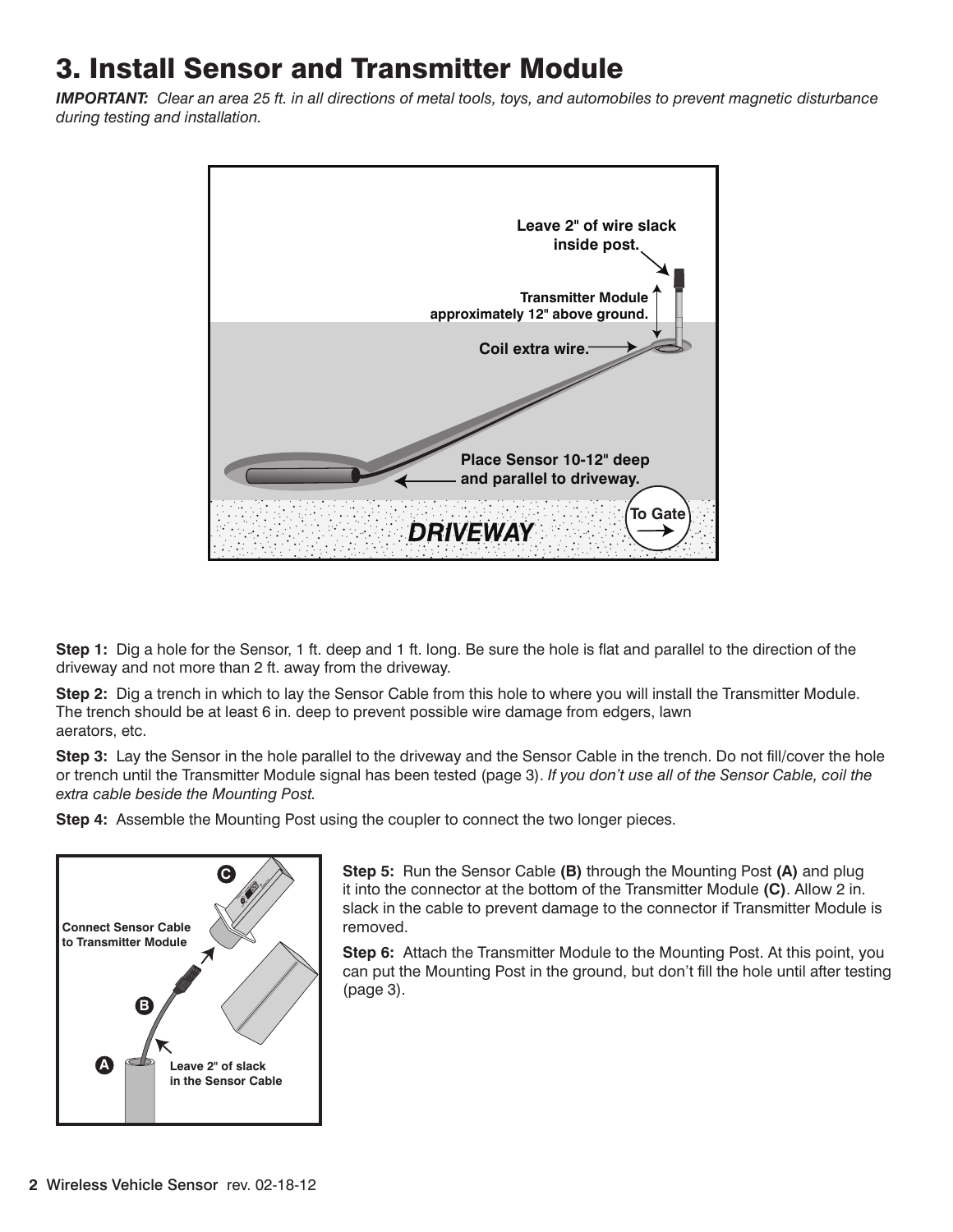# 3. Install Sensor and Transmitter Module

***IMPORTANT:*** *Clear an area 25 ft. in all directions of metal tools, toys, and automobiles to prevent magnetic disturbance during testing and installation.*

**Step 1:** Dig a hole for the Sensor, 1 ft. deep and 1 ft. long. Be sure the hole is flat and parallel to the direction of the driveway and not more than 2 ft. away from the driveway.

**Step 2:** Dig a trench in which to lay the Sensor Cable from this hole to where you will install the Transmitter Module. The trench should be at least 6 in. deep to prevent possible wire damage from edgers, lawn aerators, etc.

**Step 3:** Lay the Sensor in the hole parallel to the driveway and the Sensor Cable in the trench. Do not fill/cover the hole or trench until the Transmitter Module signal has been tested (page 3). *If you don't use all of the Sensor Cable, coil the extra cable beside the Mounting Post.*

**Step 4:** Assemble the Mounting Post using the coupler to connect the two longer pieces.

**Step 5:** Run the Sensor Cable **(B)** through the Mounting Post **(A)** and plug it into the connector at the bottom of the Transmitter Module **(C)**. Allow 2 in. slack in the cable to prevent damage to the connector if Transmitter Module is removed.

**Step 6:** Attach the Transmitter Module to the Mounting Post. At this point, you can put the Mounting Post in the ground, but don't fill the hole until after testing (page 3).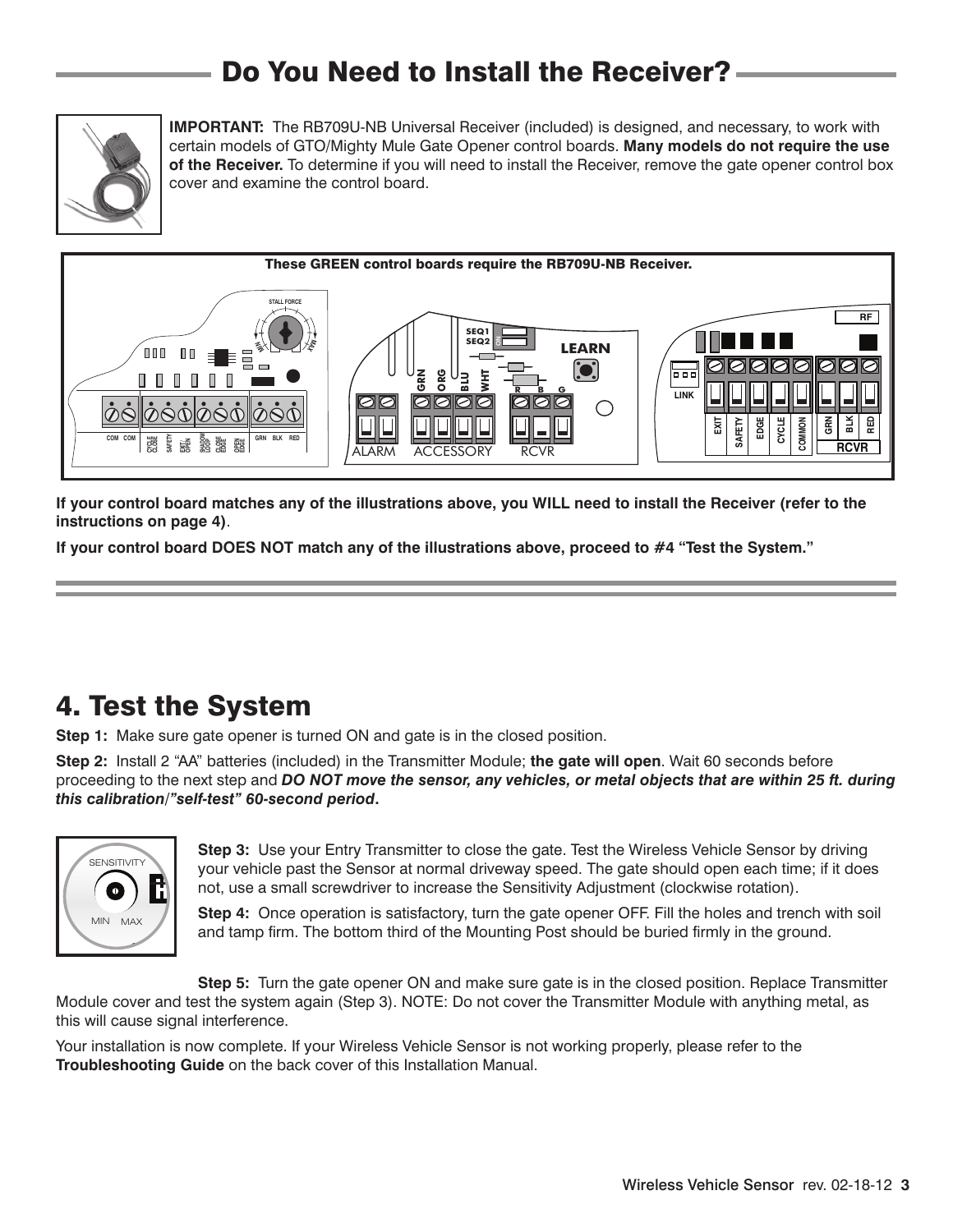## Do You Need to Install the Receiver?

**IMPORTANT:** The RB709U-NB Universal Receiver (included) is designed, and necessary, to work with certain models of GTO/Mighty Mule Gate Opener control boards. **Many models do not require the use of the Receiver.** To determine if you will need to install the Receiver, remove the gate opener control box cover and examine the control board.

**These GREEN control boards require the RB709U-NB Receiver.**

**If your control board matches any of the illustrations above, you WILL need to install the Receiver (refer to the instructions on page 4)**.

**If your control board DOES NOT match any of the illustrations above, proceed to #4 "Test the System."**

# 4. Test the System

**Step 1:** Make sure gate opener is turned ON and gate is in the closed position.

**Step 2:** Install 2 "AA" batteries (included) in the Transmitter Module; **the gate will open**. Wait 60 seconds before proceeding to the next step and ***DO NOT move the sensor, any vehicles, or metal objects that are within 25 ft. during this calibration/"self-test" 60-second period*.**

**Step 3:** Use your Entry Transmitter to close the gate. Test the Wireless Vehicle Sensor by driving your vehicle past the Sensor at normal driveway speed. The gate should open each time; if it does not, use a small screwdriver to increase the Sensitivity Adjustment (clockwise rotation).

**Step 4:** Once operation is satisfactory, turn the gate opener OFF. Fill the holes and trench with soil and tamp firm. The bottom third of the Mounting Post should be buried firmly in the ground.

**Step 5:** Turn the gate opener ON and make sure gate is in the closed position. Replace Transmitter Module cover and test the system again (Step 3). NOTE: Do not cover the Transmitter Module with anything metal, as this will cause signal interference.

Your installation is now complete. If your Wireless Vehicle Sensor is not working properly, please refer to the **Troubleshooting Guide** on the back cover of this Installation Manual.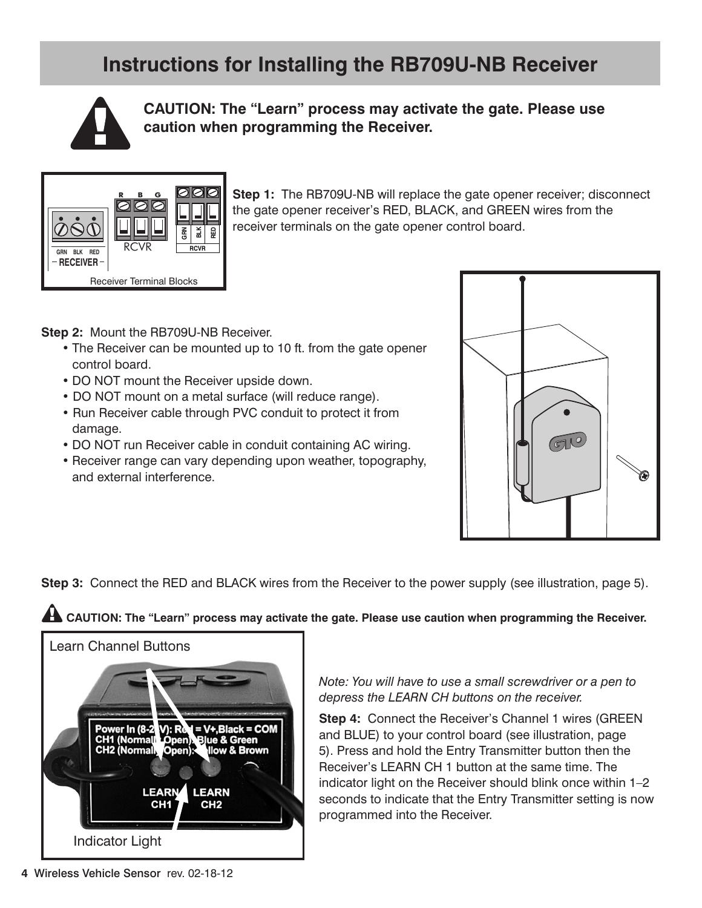# Instructions for Installing the RB709U-NB Receiver

**CAUTION: The "Learn" process may activate the gate. Please use caution when programming the Receiver.**

Receiver Terminal Blocks

**Step 1:** The RB709U-NB will replace the gate opener receiver; disconnect the gate opener receiver's RED, BLACK, and GREEN wires from the receiver terminals on the gate opener control board.

**Step 2:** Mount the RB709U-NB Receiver.

- The Receiver can be mounted up to 10 ft. from the gate opener control board.
- DO NOT mount the Receiver upside down.
- DO NOT mount on a metal surface (will reduce range).
- Run Receiver cable through PVC conduit to protect it from damage.
- DO NOT run Receiver cable in conduit containing AC wiring.
- Receiver range can vary depending upon weather, topography, and external interference.

**Step 3:** Connect the RED and BLACK wires from the Receiver to the power supply (see illustration, page 5).

**CAUTION: The "Learn" process may activate the gate. Please use caution when programming the Receiver.**

Learn Channel Buttons

Indicator Light

*Note: You will have to use a small screwdriver or a pen to depress the LEARN CH buttons on the receiver.*

**Step 4:** Connect the Receiver's Channel 1 wires (GREEN and BLUE) to your control board (see illustration, page 5). Press and hold the Entry Transmitter button then the Receiver's LEARN CH 1 button at the same time. The indicator light on the Receiver should blink once within 1–2 seconds to indicate that the Entry Transmitter setting is now programmed into the Receiver.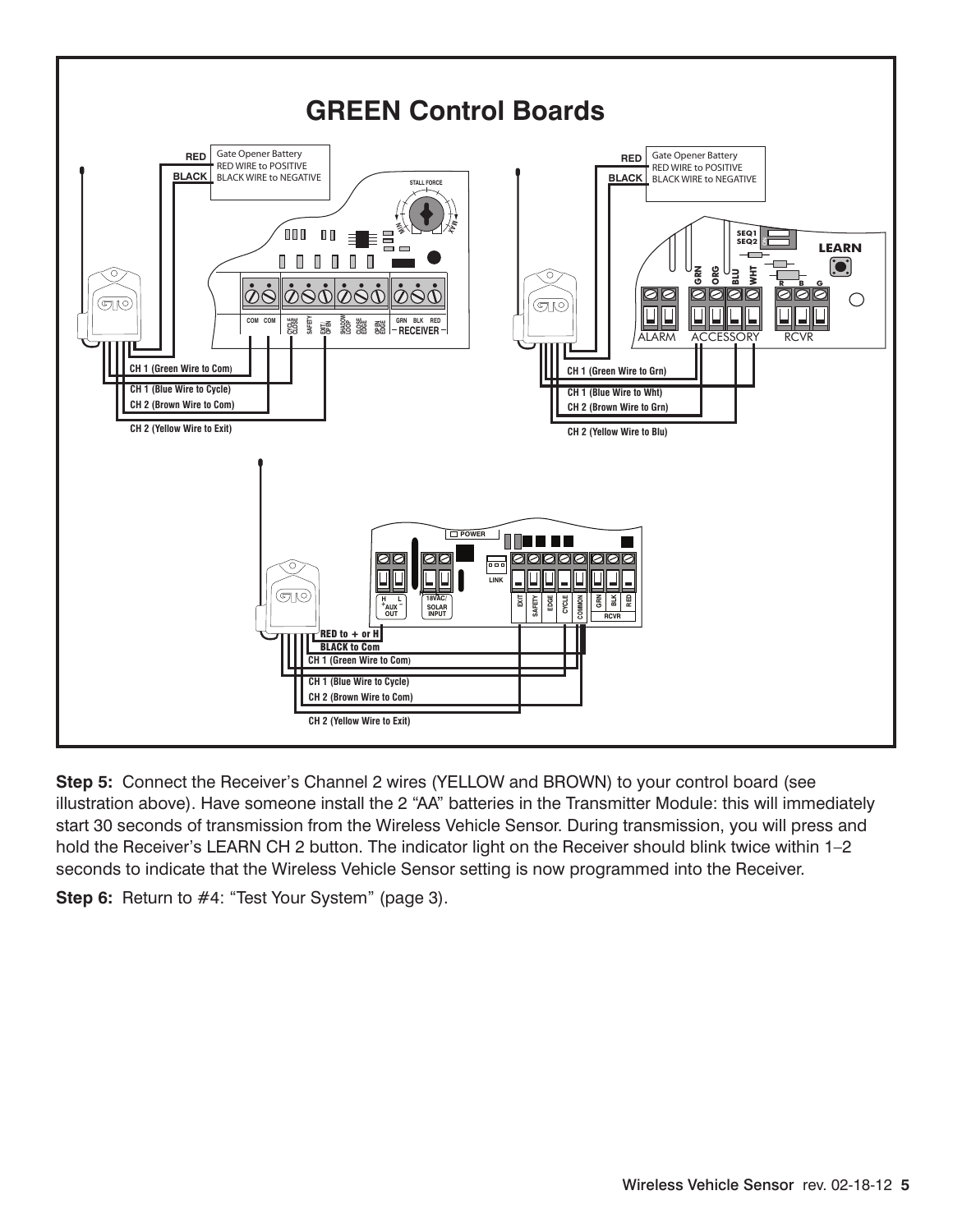# GREEN Control Boards

RED | Gate Opener Battery RED WIRE to POSITIVE
BLACK | BLACK WIRE to NEGATIVE

CH 1 (Green Wire to Com)
CH 1 (Blue Wire to Cycle)
CH 2 (Brown Wire to Com)
CH 2 (Yellow Wire to Exit)

RED | Gate Opener Battery RED WIRE to POSITIVE
BLACK | BLACK WIRE to NEGATIVE

CH 1 (Green Wire to Grn)
CH 1 (Blue Wire to Wht)
CH 2 (Brown Wire to Grn)
CH 2 (Yellow Wire to Blu)

RED to + or H
BLACK to Com
CH 1 (Green Wire to Com)
CH 1 (Blue Wire to Cycle)
CH 2 (Brown Wire to Com)
CH 2 (Yellow Wire to Exit)

**Step 5:** Connect the Receiver's Channel 2 wires (YELLOW and BROWN) to your control board (see illustration above). Have someone install the 2 "AA" batteries in the Transmitter Module: this will immediately start 30 seconds of transmission from the Wireless Vehicle Sensor. During transmission, you will press and hold the Receiver's LEARN CH 2 button. The indicator light on the Receiver should blink twice within 1–2 seconds to indicate that the Wireless Vehicle Sensor setting is now programmed into the Receiver.

**Step 6:** Return to #4: "Test Your System" (page 3).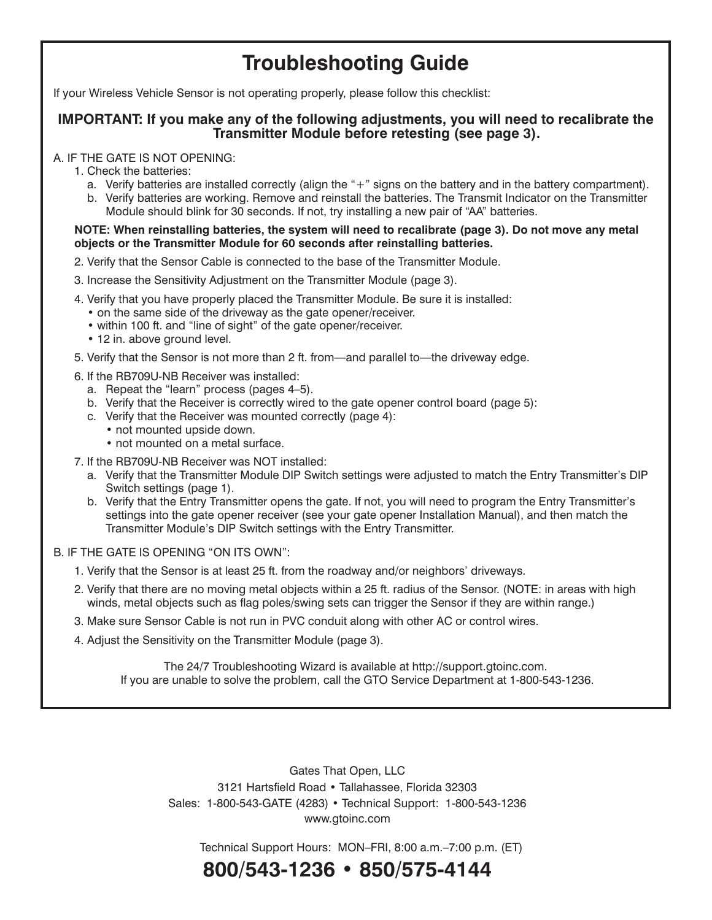# Troubleshooting Guide

If your Wireless Vehicle Sensor is not operating properly, please follow this checklist:

**IMPORTANT: If you make any of the following adjustments, you will need to recalibrate the Transmitter Module before retesting (see page 3).**

A. IF THE GATE IS NOT OPENING:

1. Check the batteries:
   a. Verify batteries are installed correctly (align the "+" signs on the battery and in the battery compartment).
   b. Verify batteries are working. Remove and reinstall the batteries. The Transmit Indicator on the Transmitter Module should blink for 30 seconds. If not, try installing a new pair of "AA" batteries.

   **NOTE: When reinstalling batteries, the system will need to recalibrate (page 3). Do not move any metal objects or the Transmitter Module for 60 seconds after reinstalling batteries.**

2. Verify that the Sensor Cable is connected to the base of the Transmitter Module.
3. Increase the Sensitivity Adjustment on the Transmitter Module (page 3).
4. Verify that you have properly placed the Transmitter Module. Be sure it is installed:
   - on the same side of the driveway as the gate opener/receiver.
   - within 100 ft. and "line of sight" of the gate opener/receiver.
   - 12 in. above ground level.
5. Verify that the Sensor is not more than 2 ft. from—and parallel to—the driveway edge.
6. If the RB709U-NB Receiver was installed:
   a. Repeat the "learn" process (pages 4–5).
   b. Verify that the Receiver is correctly wired to the gate opener control board (page 5):
   c. Verify that the Receiver was mounted correctly (page 4):
      - not mounted upside down.
      - not mounted on a metal surface.
7. If the RB709U-NB Receiver was NOT installed:
   a. Verify that the Transmitter Module DIP Switch settings were adjusted to match the Entry Transmitter's DIP Switch settings (page 1).
   b. Verify that the Entry Transmitter opens the gate. If not, you will need to program the Entry Transmitter's settings into the gate opener receiver (see your gate opener Installation Manual), and then match the Transmitter Module's DIP Switch settings with the Entry Transmitter.

B. IF THE GATE IS OPENING "ON ITS OWN":

1. Verify that the Sensor is at least 25 ft. from the roadway and/or neighbors' driveways.
2. Verify that there are no moving metal objects within a 25 ft. radius of the Sensor. (NOTE: in areas with high winds, metal objects such as flag poles/swing sets can trigger the Sensor if they are within range.)
3. Make sure Sensor Cable is not run in PVC conduit along with other AC or control wires.
4. Adjust the Sensitivity on the Transmitter Module (page 3).

The 24/7 Troubleshooting Wizard is available at http://support.gtoinc.com.
If you are unable to solve the problem, call the GTO Service Department at 1-800-543-1236.

Gates That Open, LLC
3121 Hartsfield Road • Tallahassee, Florida 32303
Sales: 1-800-543-GATE (4283) • Technical Support: 1-800-543-1236
www.gtoinc.com

Technical Support Hours: MON–FRI, 8:00 a.m.–7:00 p.m. (ET)

**800/543-1236 • 850/575-4144**